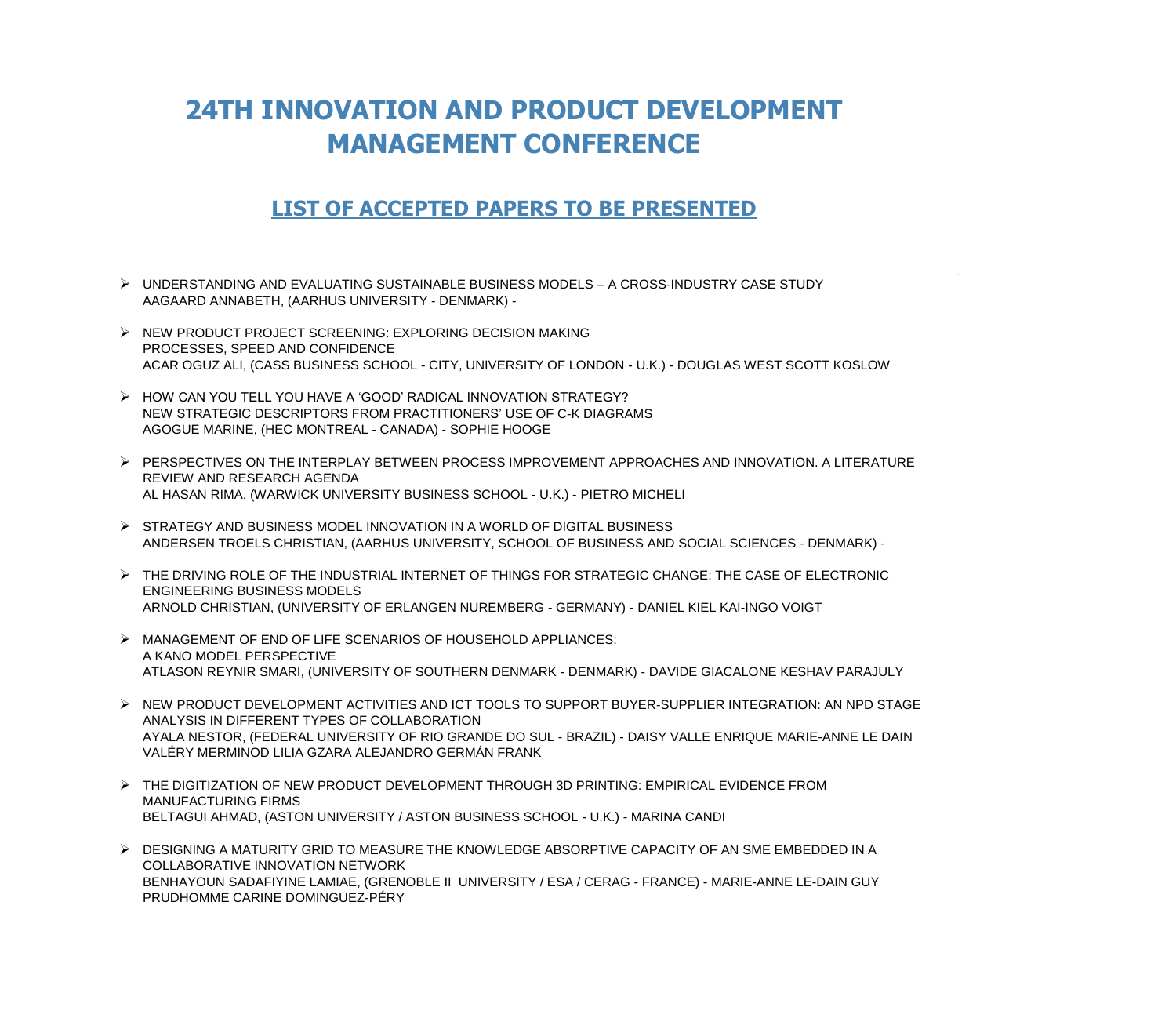# 24TH INNOVATION AND PRODUCT DEVELOPMENT MANAGEMENT CONFERENCE

## LIST OF ACCEPTED PAPERS TO BE PRESENTED

- UNDERSTANDING AND EVALUATING SUSTAINABLE BUSINESS MODELS – A CROSS-INDUSTRY CASE STUDY
  AAGAARD ANNABETH, (AARHUS UNIVERSITY - DENMARK) -

- NEW PRODUCT PROJECT SCREENING: EXPLORING DECISION MAKING PROCESSES, SPEED AND CONFIDENCE
  ACAR OGUZ ALI, (CASS BUSINESS SCHOOL - CITY, UNIVERSITY OF LONDON - U.K.) - DOUGLAS WEST SCOTT KOSLOW

- HOW CAN YOU TELL YOU HAVE A 'GOOD' RADICAL INNOVATION STRATEGY? NEW STRATEGIC DESCRIPTORS FROM PRACTITIONERS' USE OF C-K DIAGRAMS
  AGOGUE MARINE, (HEC MONTREAL - CANADA) - SOPHIE HOOGE

- PERSPECTIVES ON THE INTERPLAY BETWEEN PROCESS IMPROVEMENT APPROACHES AND INNOVATION. A LITERATURE REVIEW AND RESEARCH AGENDA
  AL HASAN RIMA, (WARWICK UNIVERSITY BUSINESS SCHOOL - U.K.) - PIETRO MICHELI

- STRATEGY AND BUSINESS MODEL INNOVATION IN A WORLD OF DIGITAL BUSINESS
  ANDERSEN TROELS CHRISTIAN, (AARHUS UNIVERSITY, SCHOOL OF BUSINESS AND SOCIAL SCIENCES - DENMARK) -

- THE DRIVING ROLE OF THE INDUSTRIAL INTERNET OF THINGS FOR STRATEGIC CHANGE: THE CASE OF ELECTRONIC ENGINEERING BUSINESS MODELS
  ARNOLD CHRISTIAN, (UNIVERSITY OF ERLANGEN NUREMBERG - GERMANY) - DANIEL KIEL KAI-INGO VOIGT

- MANAGEMENT OF END OF LIFE SCENARIOS OF HOUSEHOLD APPLIANCES: A KANO MODEL PERSPECTIVE
  ATLASON REYNIR SMARI, (UNIVERSITY OF SOUTHERN DENMARK - DENMARK) - DAVIDE GIACALONE KESHAV PARAJULY

- NEW PRODUCT DEVELOPMENT ACTIVITIES AND ICT TOOLS TO SUPPORT BUYER-SUPPLIER INTEGRATION: AN NPD STAGE ANALYSIS IN DIFFERENT TYPES OF COLLABORATION
  AYALA NESTOR, (FEDERAL UNIVERSITY OF RIO GRANDE DO SUL - BRAZIL) - DAISY VALLE ENRIQUE MARIE-ANNE LE DAIN VALÉRY MERMINOD LILIA GZARA ALEJANDRO GERMÁN FRANK

- THE DIGITIZATION OF NEW PRODUCT DEVELOPMENT THROUGH 3D PRINTING: EMPIRICAL EVIDENCE FROM MANUFACTURING FIRMS
  BELTAGUI AHMAD, (ASTON UNIVERSITY / ASTON BUSINESS SCHOOL - U.K.) - MARINA CANDI

- DESIGNING A MATURITY GRID TO MEASURE THE KNOWLEDGE ABSORPTIVE CAPACITY OF AN SME EMBEDDED IN A COLLABORATIVE INNOVATION NETWORK
  BENHAYOUN SADAFIYINE LAMIAE, (GRENOBLE II UNIVERSITY / ESA / CERAG - FRANCE) - MARIE-ANNE LE-DAIN GUY PRUDHOMME CARINE DOMINGUEZ-PÉRY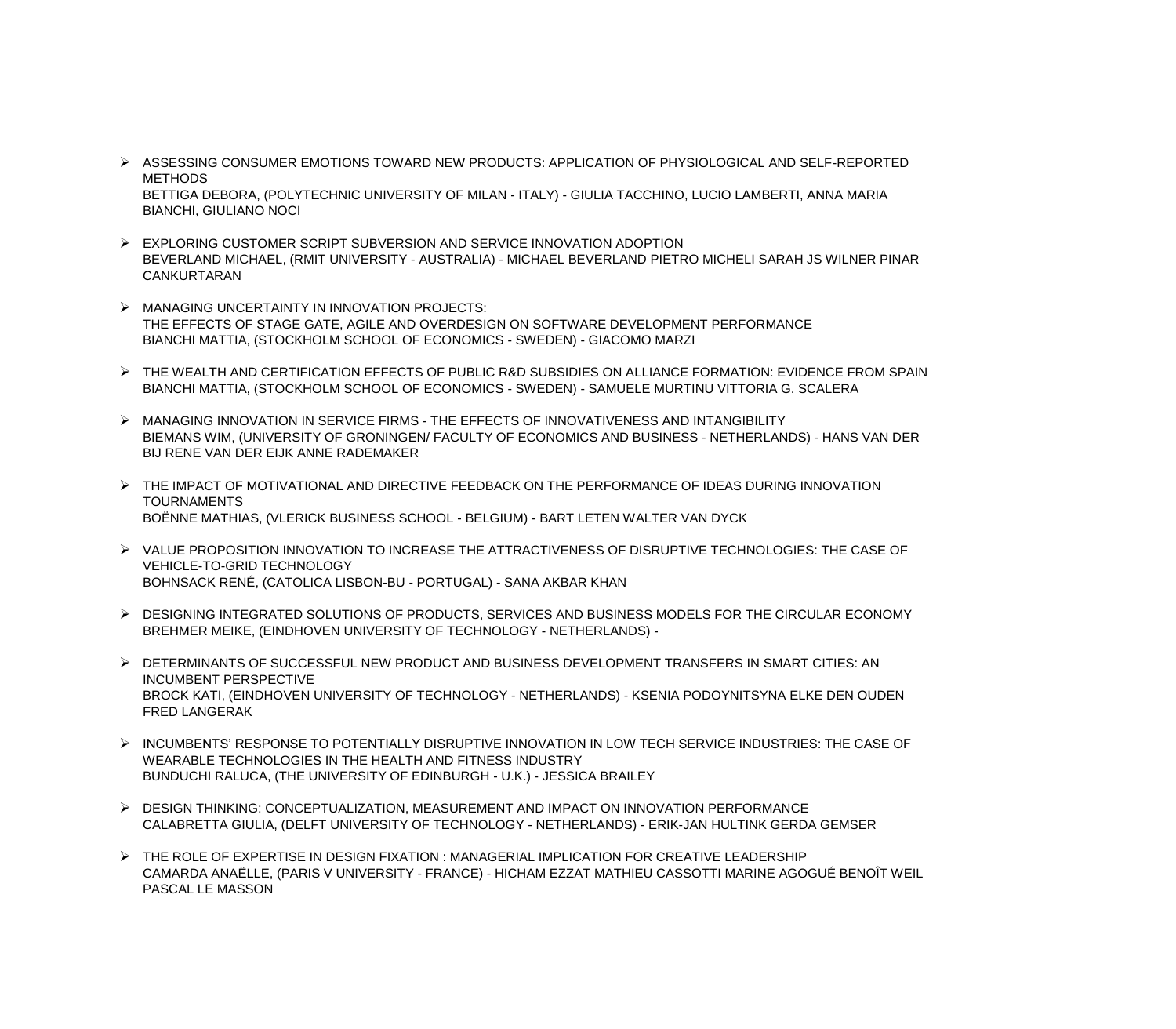- ASSESSING CONSUMER EMOTIONS TOWARD NEW PRODUCTS: APPLICATION OF PHYSIOLOGICAL AND SELF-REPORTED METHODS
  BETTIGA DEBORA, (POLYTECHNIC UNIVERSITY OF MILAN - ITALY) - GIULIA TACCHINO, LUCIO LAMBERTI, ANNA MARIA BIANCHI, GIULIANO NOCI

- EXPLORING CUSTOMER SCRIPT SUBVERSION AND SERVICE INNOVATION ADOPTION
  BEVERLAND MICHAEL, (RMIT UNIVERSITY - AUSTRALIA) - MICHAEL BEVERLAND PIETRO MICHELI SARAH JS WILNER PINAR CANKURTARAN

- MANAGING UNCERTAINTY IN INNOVATION PROJECTS:
  THE EFFECTS OF STAGE GATE, AGILE AND OVERDESIGN ON SOFTWARE DEVELOPMENT PERFORMANCE
  BIANCHI MATTIA, (STOCKHOLM SCHOOL OF ECONOMICS - SWEDEN) - GIACOMO MARZI

- THE WEALTH AND CERTIFICATION EFFECTS OF PUBLIC R&D SUBSIDIES ON ALLIANCE FORMATION: EVIDENCE FROM SPAIN
  BIANCHI MATTIA, (STOCKHOLM SCHOOL OF ECONOMICS - SWEDEN) - SAMUELE MURTINU VITTORIA G. SCALERA

- MANAGING INNOVATION IN SERVICE FIRMS - THE EFFECTS OF INNOVATIVENESS AND INTANGIBILITY
  BIEMANS WIM, (UNIVERSITY OF GRONINGEN/ FACULTY OF ECONOMICS AND BUSINESS - NETHERLANDS) - HANS VAN DER BIJ RENE VAN DER EIJK ANNE RADEMAKER

- THE IMPACT OF MOTIVATIONAL AND DIRECTIVE FEEDBACK ON THE PERFORMANCE OF IDEAS DURING INNOVATION TOURNAMENTS
  BOËNNE MATHIAS, (VLERICK BUSINESS SCHOOL - BELGIUM) - BART LETEN WALTER VAN DYCK

- VALUE PROPOSITION INNOVATION TO INCREASE THE ATTRACTIVENESS OF DISRUPTIVE TECHNOLOGIES: THE CASE OF VEHICLE-TO-GRID TECHNOLOGY
  BOHNSACK RENÉ, (CATOLICA LISBON-BU - PORTUGAL) - SANA AKBAR KHAN

- DESIGNING INTEGRATED SOLUTIONS OF PRODUCTS, SERVICES AND BUSINESS MODELS FOR THE CIRCULAR ECONOMY
  BREHMER MEIKE, (EINDHOVEN UNIVERSITY OF TECHNOLOGY - NETHERLANDS) -

- DETERMINANTS OF SUCCESSFUL NEW PRODUCT AND BUSINESS DEVELOPMENT TRANSFERS IN SMART CITIES: AN INCUMBENT PERSPECTIVE
  BROCK KATI, (EINDHOVEN UNIVERSITY OF TECHNOLOGY - NETHERLANDS) - KSENIA PODOYNITSYNA ELKE DEN OUDEN FRED LANGERAK

- INCUMBENTS' RESPONSE TO POTENTIALLY DISRUPTIVE INNOVATION IN LOW TECH SERVICE INDUSTRIES: THE CASE OF WEARABLE TECHNOLOGIES IN THE HEALTH AND FITNESS INDUSTRY
  BUNDUCHI RALUCA, (THE UNIVERSITY OF EDINBURGH - U.K.) - JESSICA BRAILEY

- DESIGN THINKING: CONCEPTUALIZATION, MEASUREMENT AND IMPACT ON INNOVATION PERFORMANCE
  CALABRETTA GIULIA, (DELFT UNIVERSITY OF TECHNOLOGY - NETHERLANDS) - ERIK-JAN HULTINK GERDA GEMSER

- THE ROLE OF EXPERTISE IN DESIGN FIXATION : MANAGERIAL IMPLICATION FOR CREATIVE LEADERSHIP
  CAMARDA ANAËLLE, (PARIS V UNIVERSITY - FRANCE) - HICHAM EZZAT MATHIEU CASSOTTI MARINE AGOGUÉ BENOÎT WEIL PASCAL LE MASSON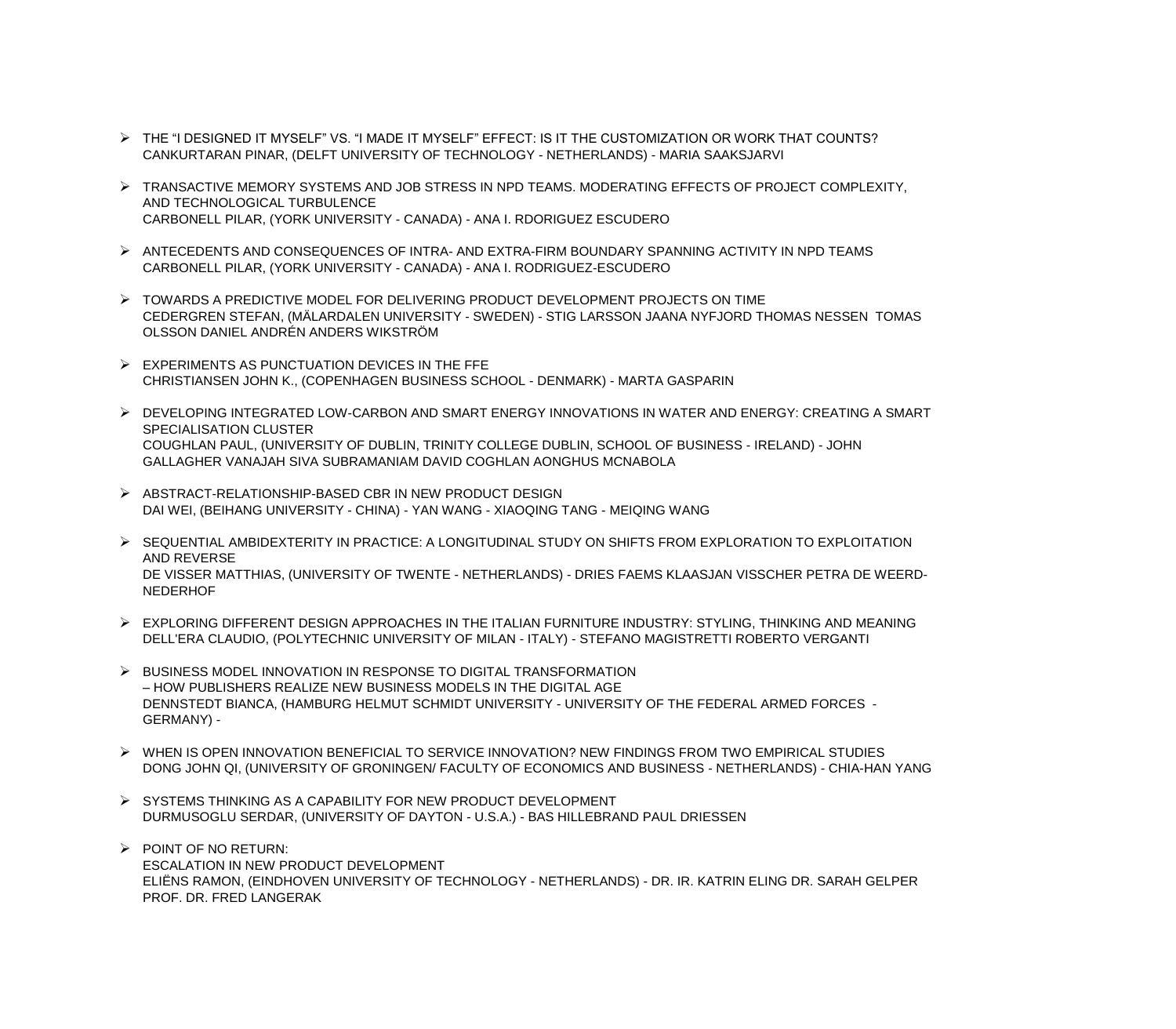- THE “I DESIGNED IT MYSELF” VS. “I MADE IT MYSELF” EFFECT: IS IT THE CUSTOMIZATION OR WORK THAT COUNTS?
  CANKURTARAN PINAR, (DELFT UNIVERSITY OF TECHNOLOGY - NETHERLANDS) - MARIA SAAKSJARVI

- TRANSACTIVE MEMORY SYSTEMS AND JOB STRESS IN NPD TEAMS. MODERATING EFFECTS OF PROJECT COMPLEXITY, AND TECHNOLOGICAL TURBULENCE
  CARBONELL PILAR, (YORK UNIVERSITY - CANADA) - ANA I. RDORIGUEZ ESCUDERO

- ANTECEDENTS AND CONSEQUENCES OF INTRA- AND EXTRA-FIRM BOUNDARY SPANNING ACTIVITY IN NPD TEAMS
  CARBONELL PILAR, (YORK UNIVERSITY - CANADA) - ANA I. RODRIGUEZ-ESCUDERO

- TOWARDS A PREDICTIVE MODEL FOR DELIVERING PRODUCT DEVELOPMENT PROJECTS ON TIME
  CEDERGREN STEFAN, (MÄLARDALEN UNIVERSITY - SWEDEN) - STIG LARSSON JAANA NYFJORD THOMAS NESSEN TOMAS OLSSON DANIEL ANDRÉN ANDERS WIKSTRÖM

- EXPERIMENTS AS PUNCTUATION DEVICES IN THE FFE
  CHRISTIANSEN JOHN K., (COPENHAGEN BUSINESS SCHOOL - DENMARK) - MARTA GASPARIN

- DEVELOPING INTEGRATED LOW-CARBON AND SMART ENERGY INNOVATIONS IN WATER AND ENERGY: CREATING A SMART SPECIALISATION CLUSTER
  COUGHLAN PAUL, (UNIVERSITY OF DUBLIN, TRINITY COLLEGE DUBLIN, SCHOOL OF BUSINESS - IRELAND) - JOHN GALLAGHER VANAJAH SIVA SUBRAMANIAM DAVID COGHLAN AONGHUS MCNABOLA

- ABSTRACT-RELATIONSHIP-BASED CBR IN NEW PRODUCT DESIGN
  DAI WEI, (BEIHANG UNIVERSITY - CHINA) - YAN WANG - XIAOQING TANG - MEIQING WANG

- SEQUENTIAL AMBIDEXTERITY IN PRACTICE: A LONGITUDINAL STUDY ON SHIFTS FROM EXPLORATION TO EXPLOITATION AND REVERSE
  DE VISSER MATTHIAS, (UNIVERSITY OF TWENTE - NETHERLANDS) - DRIES FAEMS KLAASJAN VISSCHER PETRA DE WEERD-NEDERHOF

- EXPLORING DIFFERENT DESIGN APPROACHES IN THE ITALIAN FURNITURE INDUSTRY: STYLING, THINKING AND MEANING
  DELL'ERA CLAUDIO, (POLYTECHNIC UNIVERSITY OF MILAN - ITALY) - STEFANO MAGISTRETTI ROBERTO VERGANTI

- BUSINESS MODEL INNOVATION IN RESPONSE TO DIGITAL TRANSFORMATION
  – HOW PUBLISHERS REALIZE NEW BUSINESS MODELS IN THE DIGITAL AGE
  DENNSTEDT BIANCA, (HAMBURG HELMUT SCHMIDT UNIVERSITY - UNIVERSITY OF THE FEDERAL ARMED FORCES - GERMANY) -

- WHEN IS OPEN INNOVATION BENEFICIAL TO SERVICE INNOVATION? NEW FINDINGS FROM TWO EMPIRICAL STUDIES
  DONG JOHN QI, (UNIVERSITY OF GRONINGEN/ FACULTY OF ECONOMICS AND BUSINESS - NETHERLANDS) - CHIA-HAN YANG

- SYSTEMS THINKING AS A CAPABILITY FOR NEW PRODUCT DEVELOPMENT
  DURMUSOGLU SERDAR, (UNIVERSITY OF DAYTON - U.S.A.) - BAS HILLEBRAND PAUL DRIESSEN

- POINT OF NO RETURN:
  ESCALATION IN NEW PRODUCT DEVELOPMENT
  ELIËNS RAMON, (EINDHOVEN UNIVERSITY OF TECHNOLOGY - NETHERLANDS) - DR. IR. KATRIN ELING DR. SARAH GELPER PROF. DR. FRED LANGERAK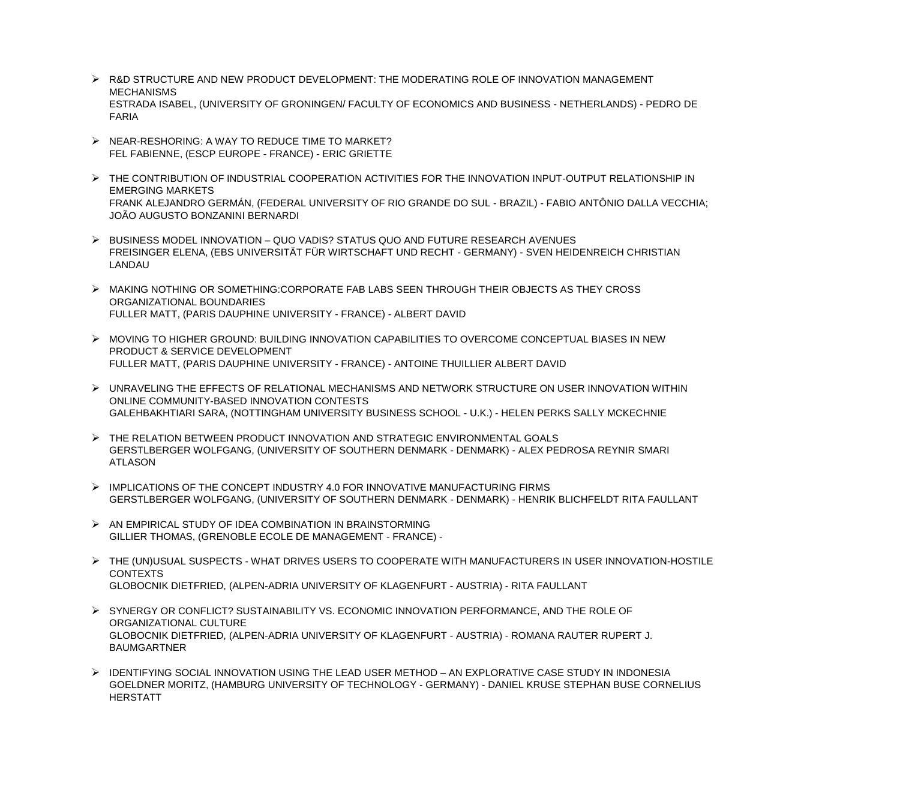- R&D STRUCTURE AND NEW PRODUCT DEVELOPMENT: THE MODERATING ROLE OF INNOVATION MANAGEMENT MECHANISMS
  ESTRADA ISABEL, (UNIVERSITY OF GRONINGEN/ FACULTY OF ECONOMICS AND BUSINESS - NETHERLANDS) - PEDRO DE FARIA

- NEAR-RESHORING: A WAY TO REDUCE TIME TO MARKET?
  FEL FABIENNE, (ESCP EUROPE - FRANCE) - ERIC GRIETTE

- THE CONTRIBUTION OF INDUSTRIAL COOPERATION ACTIVITIES FOR THE INNOVATION INPUT-OUTPUT RELATIONSHIP IN EMERGING MARKETS
  FRANK ALEJANDRO GERMÁN, (FEDERAL UNIVERSITY OF RIO GRANDE DO SUL - BRAZIL) - FABIO ANTÔNIO DALLA VECCHIA; JOÃO AUGUSTO BONZANINI BERNARDI

- BUSINESS MODEL INNOVATION – QUO VADIS? STATUS QUO AND FUTURE RESEARCH AVENUES
  FREISINGER ELENA, (EBS UNIVERSITÄT FÜR WIRTSCHAFT UND RECHT - GERMANY) - SVEN HEIDENREICH CHRISTIAN LANDAU

- MAKING NOTHING OR SOMETHING:CORPORATE FAB LABS SEEN THROUGH THEIR OBJECTS AS THEY CROSS ORGANIZATIONAL BOUNDARIES
  FULLER MATT, (PARIS DAUPHINE UNIVERSITY - FRANCE) - ALBERT DAVID

- MOVING TO HIGHER GROUND: BUILDING INNOVATION CAPABILITIES TO OVERCOME CONCEPTUAL BIASES IN NEW PRODUCT & SERVICE DEVELOPMENT
  FULLER MATT, (PARIS DAUPHINE UNIVERSITY - FRANCE) - ANTOINE THUILLIER ALBERT DAVID

- UNRAVELING THE EFFECTS OF RELATIONAL MECHANISMS AND NETWORK STRUCTURE ON USER INNOVATION WITHIN ONLINE COMMUNITY-BASED INNOVATION CONTESTS
  GALEHBAKHTIARI SARA, (NOTTINGHAM UNIVERSITY BUSINESS SCHOOL - U.K.) - HELEN PERKS SALLY MCKECHNIE

- THE RELATION BETWEEN PRODUCT INNOVATION AND STRATEGIC ENVIRONMENTAL GOALS
  GERSTLBERGER WOLFGANG, (UNIVERSITY OF SOUTHERN DENMARK - DENMARK) - ALEX PEDROSA REYNIR SMARI ATLASON

- IMPLICATIONS OF THE CONCEPT INDUSTRY 4.0 FOR INNOVATIVE MANUFACTURING FIRMS
  GERSTLBERGER WOLFGANG, (UNIVERSITY OF SOUTHERN DENMARK - DENMARK) - HENRIK BLICHFELDT RITA FAULLANT

- AN EMPIRICAL STUDY OF IDEA COMBINATION IN BRAINSTORMING
  GILLIER THOMAS, (GRENOBLE ECOLE DE MANAGEMENT - FRANCE) -

- THE (UN)USUAL SUSPECTS - WHAT DRIVES USERS TO COOPERATE WITH MANUFACTURERS IN USER INNOVATION-HOSTILE CONTEXTS
  GLOBOCNIK DIETFRIED, (ALPEN-ADRIA UNIVERSITY OF KLAGENFURT - AUSTRIA) - RITA FAULLANT

- SYNERGY OR CONFLICT? SUSTAINABILITY VS. ECONOMIC INNOVATION PERFORMANCE, AND THE ROLE OF ORGANIZATIONAL CULTURE
  GLOBOCNIK DIETFRIED, (ALPEN-ADRIA UNIVERSITY OF KLAGENFURT - AUSTRIA) - ROMANA RAUTER RUPERT J. BAUMGARTNER

- IDENTIFYING SOCIAL INNOVATION USING THE LEAD USER METHOD – AN EXPLORATIVE CASE STUDY IN INDONESIA
  GOELDNER MORITZ, (HAMBURG UNIVERSITY OF TECHNOLOGY - GERMANY) - DANIEL KRUSE STEPHAN BUSE CORNELIUS HERSTATT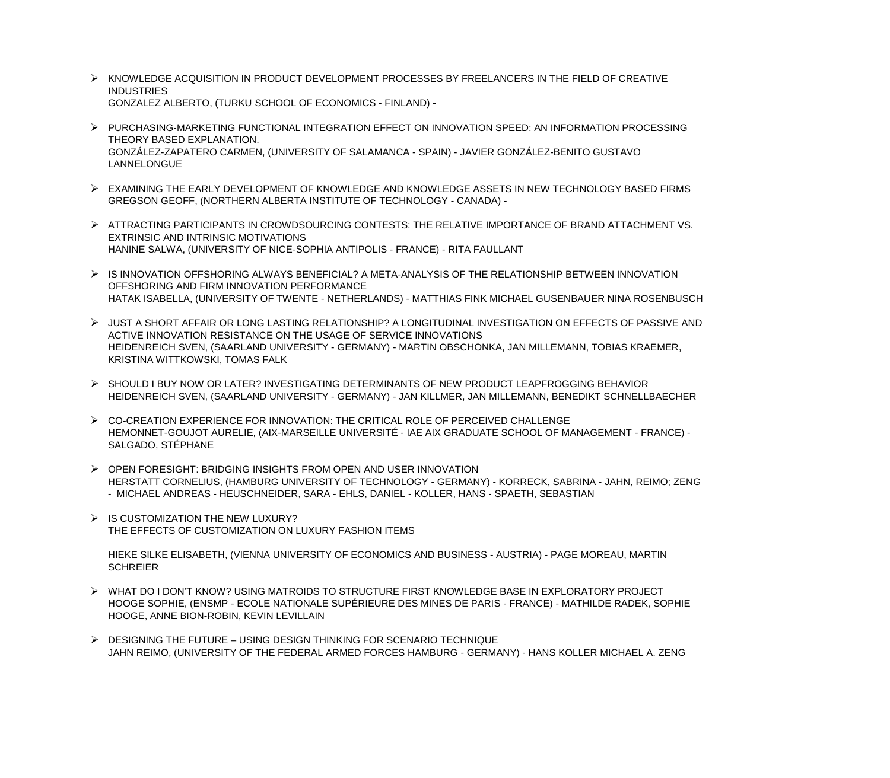- KNOWLEDGE ACQUISITION IN PRODUCT DEVELOPMENT PROCESSES BY FREELANCERS IN THE FIELD OF CREATIVE INDUSTRIES
  GONZALEZ ALBERTO, (TURKU SCHOOL OF ECONOMICS - FINLAND) -

- PURCHASING-MARKETING FUNCTIONAL INTEGRATION EFFECT ON INNOVATION SPEED: AN INFORMATION PROCESSING THEORY BASED EXPLANATION.
  GONZÁLEZ-ZAPATERO CARMEN, (UNIVERSITY OF SALAMANCA - SPAIN) - JAVIER GONZÁLEZ-BENITO GUSTAVO LANNELONGUE

- EXAMINING THE EARLY DEVELOPMENT OF KNOWLEDGE AND KNOWLEDGE ASSETS IN NEW TECHNOLOGY BASED FIRMS
  GREGSON GEOFF, (NORTHERN ALBERTA INSTITUTE OF TECHNOLOGY - CANADA) -

- ATTRACTING PARTICIPANTS IN CROWDSOURCING CONTESTS: THE RELATIVE IMPORTANCE OF BRAND ATTACHMENT VS. EXTRINSIC AND INTRINSIC MOTIVATIONS
  HANINE SALWA, (UNIVERSITY OF NICE-SOPHIA ANTIPOLIS - FRANCE) - RITA FAULLANT

- IS INNOVATION OFFSHORING ALWAYS BENEFICIAL? A META-ANALYSIS OF THE RELATIONSHIP BETWEEN INNOVATION OFFSHORING AND FIRM INNOVATION PERFORMANCE
  HATAK ISABELLA, (UNIVERSITY OF TWENTE - NETHERLANDS) - MATTHIAS FINK MICHAEL GUSENBAUER NINA ROSENBUSCH

- JUST A SHORT AFFAIR OR LONG LASTING RELATIONSHIP? A LONGITUDINAL INVESTIGATION ON EFFECTS OF PASSIVE AND ACTIVE INNOVATION RESISTANCE ON THE USAGE OF SERVICE INNOVATIONS
  HEIDENREICH SVEN, (SAARLAND UNIVERSITY - GERMANY) - MARTIN OBSCHONKA, JAN MILLEMANN, TOBIAS KRAEMER, KRISTINA WITTKOWSKI, TOMAS FALK

- SHOULD I BUY NOW OR LATER? INVESTIGATING DETERMINANTS OF NEW PRODUCT LEAPFROGGING BEHAVIOR
  HEIDENREICH SVEN, (SAARLAND UNIVERSITY - GERMANY) - JAN KILLMER, JAN MILLEMANN, BENEDIKT SCHNELLBAECHER

- CO-CREATION EXPERIENCE FOR INNOVATION: THE CRITICAL ROLE OF PERCEIVED CHALLENGE
  HEMONNET-GOUJOT AURELIE, (AIX-MARSEILLE UNIVERSITÉ - IAE AIX GRADUATE SCHOOL OF MANAGEMENT - FRANCE) - SALGADO, STÉPHANE

- OPEN FORESIGHT: BRIDGING INSIGHTS FROM OPEN AND USER INNOVATION
  HERSTATT CORNELIUS, (HAMBURG UNIVERSITY OF TECHNOLOGY - GERMANY) - KORRECK, SABRINA - JAHN, REIMO; ZENG - MICHAEL ANDREAS - HEUSCHNEIDER, SARA - EHLS, DANIEL - KOLLER, HANS - SPAETH, SEBASTIAN

- IS CUSTOMIZATION THE NEW LUXURY?
  THE EFFECTS OF CUSTOMIZATION ON LUXURY FASHION ITEMS

  HIEKE SILKE ELISABETH, (VIENNA UNIVERSITY OF ECONOMICS AND BUSINESS - AUSTRIA) - PAGE MOREAU, MARTIN SCHREIER

- WHAT DO I DON'T KNOW? USING MATROIDS TO STRUCTURE FIRST KNOWLEDGE BASE IN EXPLORATORY PROJECT
  HOOGE SOPHIE, (ENSMP - ECOLE NATIONALE SUPÉRIEURE DES MINES DE PARIS - FRANCE) - MATHILDE RADEK, SOPHIE HOOGE, ANNE BION-ROBIN, KEVIN LEVILLAIN

- DESIGNING THE FUTURE – USING DESIGN THINKING FOR SCENARIO TECHNIQUE
  JAHN REIMO, (UNIVERSITY OF THE FEDERAL ARMED FORCES HAMBURG - GERMANY) - HANS KOLLER MICHAEL A. ZENG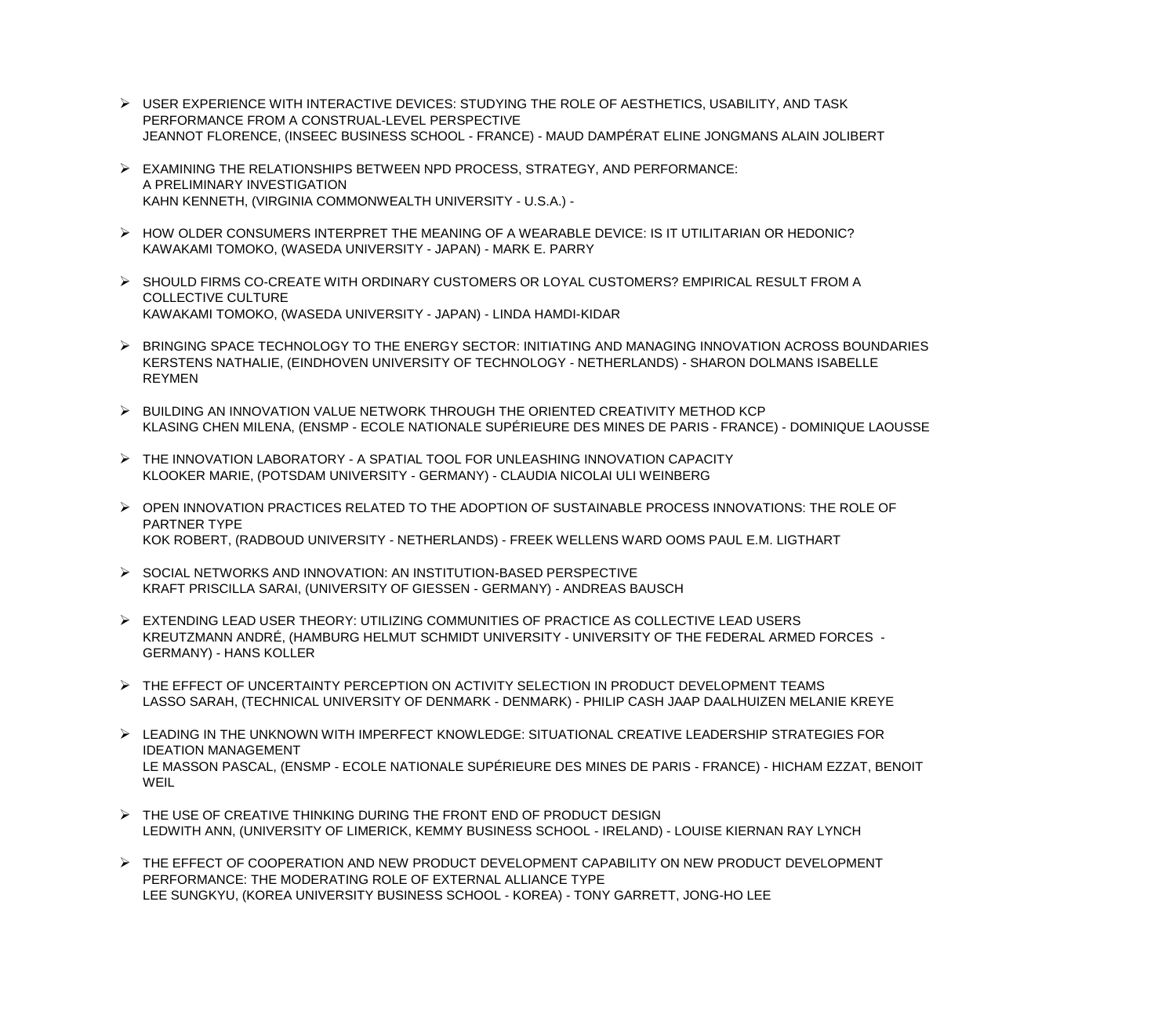- USER EXPERIENCE WITH INTERACTIVE DEVICES: STUDYING THE ROLE OF AESTHETICS, USABILITY, AND TASK PERFORMANCE FROM A CONSTRUAL-LEVEL PERSPECTIVE
  JEANNOT FLORENCE, (INSEEC BUSINESS SCHOOL - FRANCE) - MAUD DAMPÉRAT ELINE JONGMANS ALAIN JOLIBERT

- EXAMINING THE RELATIONSHIPS BETWEEN NPD PROCESS, STRATEGY, AND PERFORMANCE: A PRELIMINARY INVESTIGATION
  KAHN KENNETH, (VIRGINIA COMMONWEALTH UNIVERSITY - U.S.A.) -

- HOW OLDER CONSUMERS INTERPRET THE MEANING OF A WEARABLE DEVICE: IS IT UTILITARIAN OR HEDONIC?
  KAWAKAMI TOMOKO, (WASEDA UNIVERSITY - JAPAN) - MARK E. PARRY

- SHOULD FIRMS CO-CREATE WITH ORDINARY CUSTOMERS OR LOYAL CUSTOMERS? EMPIRICAL RESULT FROM A COLLECTIVE CULTURE
  KAWAKAMI TOMOKO, (WASEDA UNIVERSITY - JAPAN) - LINDA HAMDI-KIDAR

- BRINGING SPACE TECHNOLOGY TO THE ENERGY SECTOR: INITIATING AND MANAGING INNOVATION ACROSS BOUNDARIES
  KERSTENS NATHALIE, (EINDHOVEN UNIVERSITY OF TECHNOLOGY - NETHERLANDS) - SHARON DOLMANS ISABELLE REYMEN

- BUILDING AN INNOVATION VALUE NETWORK THROUGH THE ORIENTED CREATIVITY METHOD KCP
  KLASING CHEN MILENA, (ENSMP - ECOLE NATIONALE SUPÉRIEURE DES MINES DE PARIS - FRANCE) - DOMINIQUE LAOUSSE

- THE INNOVATION LABORATORY - A SPATIAL TOOL FOR UNLEASHING INNOVATION CAPACITY
  KLOOKER MARIE, (POTSDAM UNIVERSITY - GERMANY) - CLAUDIA NICOLAI ULI WEINBERG

- OPEN INNOVATION PRACTICES RELATED TO THE ADOPTION OF SUSTAINABLE PROCESS INNOVATIONS: THE ROLE OF PARTNER TYPE
  KOK ROBERT, (RADBOUD UNIVERSITY - NETHERLANDS) - FREEK WELLENS WARD OOMS PAUL E.M. LIGTHART

- SOCIAL NETWORKS AND INNOVATION: AN INSTITUTION-BASED PERSPECTIVE
  KRAFT PRISCILLA SARAI, (UNIVERSITY OF GIESSEN - GERMANY) - ANDREAS BAUSCH

- EXTENDING LEAD USER THEORY: UTILIZING COMMUNITIES OF PRACTICE AS COLLECTIVE LEAD USERS
  KREUTZMANN ANDRÉ, (HAMBURG HELMUT SCHMIDT UNIVERSITY - UNIVERSITY OF THE FEDERAL ARMED FORCES - GERMANY) - HANS KOLLER

- THE EFFECT OF UNCERTAINTY PERCEPTION ON ACTIVITY SELECTION IN PRODUCT DEVELOPMENT TEAMS
  LASSO SARAH, (TECHNICAL UNIVERSITY OF DENMARK - DENMARK) - PHILIP CASH JAAP DAALHUIZEN MELANIE KREYE

- LEADING IN THE UNKNOWN WITH IMPERFECT KNOWLEDGE: SITUATIONAL CREATIVE LEADERSHIP STRATEGIES FOR IDEATION MANAGEMENT
  LE MASSON PASCAL, (ENSMP - ECOLE NATIONALE SUPÉRIEURE DES MINES DE PARIS - FRANCE) - HICHAM EZZAT, BENOIT WEIL

- THE USE OF CREATIVE THINKING DURING THE FRONT END OF PRODUCT DESIGN
  LEDWITH ANN, (UNIVERSITY OF LIMERICK, KEMMY BUSINESS SCHOOL - IRELAND) - LOUISE KIERNAN RAY LYNCH

- THE EFFECT OF COOPERATION AND NEW PRODUCT DEVELOPMENT CAPABILITY ON NEW PRODUCT DEVELOPMENT PERFORMANCE: THE MODERATING ROLE OF EXTERNAL ALLIANCE TYPE
  LEE SUNGKYU, (KOREA UNIVERSITY BUSINESS SCHOOL - KOREA) - TONY GARRETT, JONG-HO LEE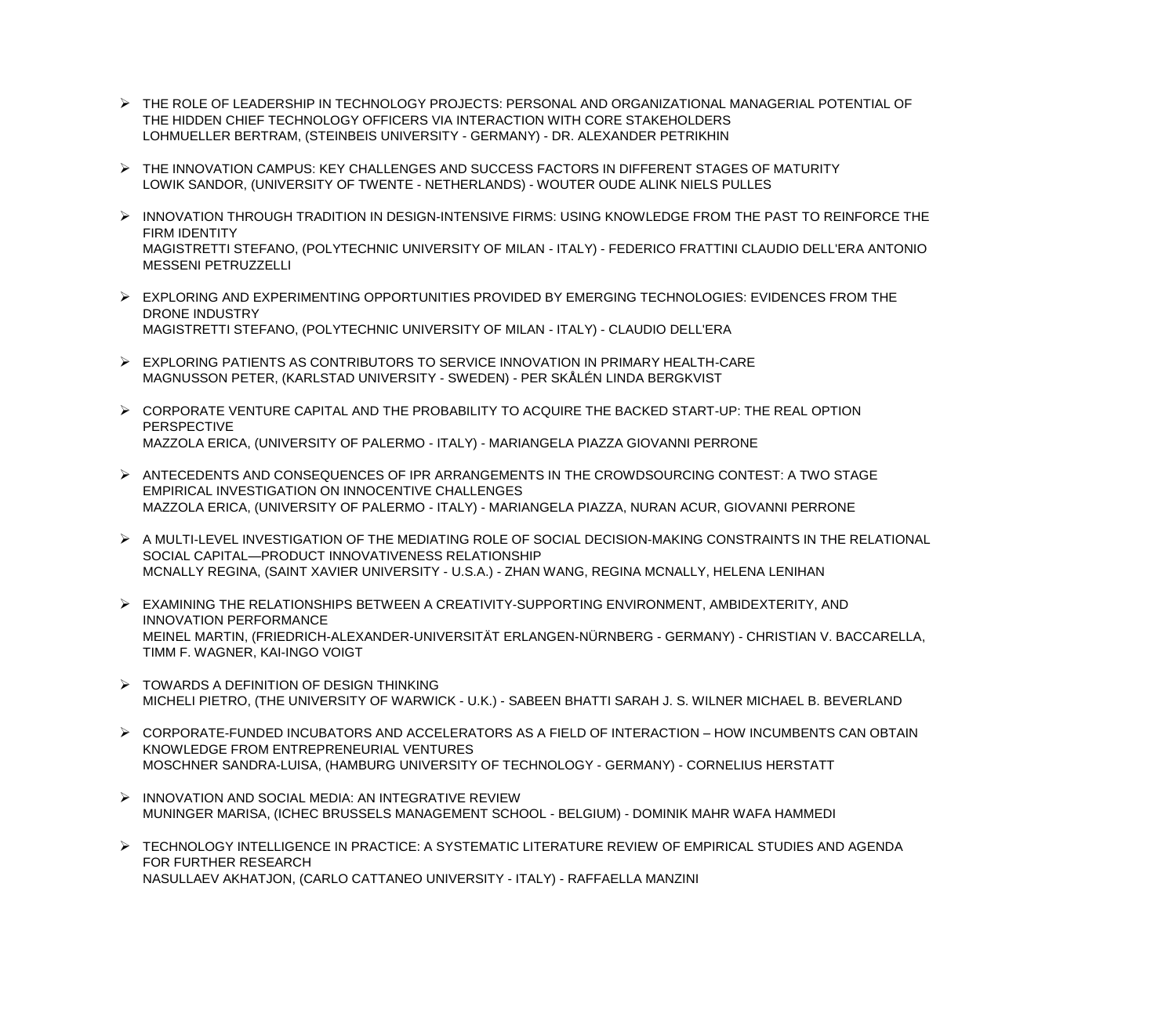- THE ROLE OF LEADERSHIP IN TECHNOLOGY PROJECTS: PERSONAL AND ORGANIZATIONAL MANAGERIAL POTENTIAL OF THE HIDDEN CHIEF TECHNOLOGY OFFICERS VIA INTERACTION WITH CORE STAKEHOLDERS
  LOHMUELLER BERTRAM, (STEINBEIS UNIVERSITY - GERMANY) - DR. ALEXANDER PETRIKHIN

- THE INNOVATION CAMPUS: KEY CHALLENGES AND SUCCESS FACTORS IN DIFFERENT STAGES OF MATURITY
  LOWIK SANDOR, (UNIVERSITY OF TWENTE - NETHERLANDS) - WOUTER OUDE ALINK NIELS PULLES

- INNOVATION THROUGH TRADITION IN DESIGN-INTENSIVE FIRMS: USING KNOWLEDGE FROM THE PAST TO REINFORCE THE FIRM IDENTITY
  MAGISTRETTI STEFANO, (POLYTECHNIC UNIVERSITY OF MILAN - ITALY) - FEDERICO FRATTINI CLAUDIO DELL'ERA ANTONIO MESSENI PETRUZZELLI

- EXPLORING AND EXPERIMENTING OPPORTUNITIES PROVIDED BY EMERGING TECHNOLOGIES: EVIDENCES FROM THE DRONE INDUSTRY
  MAGISTRETTI STEFANO, (POLYTECHNIC UNIVERSITY OF MILAN - ITALY) - CLAUDIO DELL'ERA

- EXPLORING PATIENTS AS CONTRIBUTORS TO SERVICE INNOVATION IN PRIMARY HEALTH-CARE
  MAGNUSSON PETER, (KARLSTAD UNIVERSITY - SWEDEN) - PER SKÅLÉN LINDA BERGKVIST

- CORPORATE VENTURE CAPITAL AND THE PROBABILITY TO ACQUIRE THE BACKED START-UP: THE REAL OPTION PERSPECTIVE
  MAZZOLA ERICA, (UNIVERSITY OF PALERMO - ITALY) - MARIANGELA PIAZZA GIOVANNI PERRONE

- ANTECEDENTS AND CONSEQUENCES OF IPR ARRANGEMENTS IN THE CROWDSOURCING CONTEST: A TWO STAGE EMPIRICAL INVESTIGATION ON INNOCENTIVE CHALLENGES
  MAZZOLA ERICA, (UNIVERSITY OF PALERMO - ITALY) - MARIANGELA PIAZZA, NURAN ACUR, GIOVANNI PERRONE

- A MULTI-LEVEL INVESTIGATION OF THE MEDIATING ROLE OF SOCIAL DECISION-MAKING CONSTRAINTS IN THE RELATIONAL SOCIAL CAPITAL—PRODUCT INNOVATIVENESS RELATIONSHIP
  MCNALLY REGINA, (SAINT XAVIER UNIVERSITY - U.S.A.) - ZHAN WANG, REGINA MCNALLY, HELENA LENIHAN

- EXAMINING THE RELATIONSHIPS BETWEEN A CREATIVITY-SUPPORTING ENVIRONMENT, AMBIDEXTERITY, AND INNOVATION PERFORMANCE
  MEINEL MARTIN, (FRIEDRICH-ALEXANDER-UNIVERSITÄT ERLANGEN-NÜRNBERG - GERMANY) - CHRISTIAN V. BACCARELLA, TIMM F. WAGNER, KAI-INGO VOIGT

- TOWARDS A DEFINITION OF DESIGN THINKING
  MICHELI PIETRO, (THE UNIVERSITY OF WARWICK - U.K.) - SABEEN BHATTI SARAH J. S. WILNER MICHAEL B. BEVERLAND

- CORPORATE-FUNDED INCUBATORS AND ACCELERATORS AS A FIELD OF INTERACTION – HOW INCUMBENTS CAN OBTAIN KNOWLEDGE FROM ENTREPRENEURIAL VENTURES
  MOSCHNER SANDRA-LUISA, (HAMBURG UNIVERSITY OF TECHNOLOGY - GERMANY) - CORNELIUS HERSTATT

- INNOVATION AND SOCIAL MEDIA: AN INTEGRATIVE REVIEW
  MUNINGER MARISA, (ICHEC BRUSSELS MANAGEMENT SCHOOL - BELGIUM) - DOMINIK MAHR WAFA HAMMEDI

- TECHNOLOGY INTELLIGENCE IN PRACTICE: A SYSTEMATIC LITERATURE REVIEW OF EMPIRICAL STUDIES AND AGENDA FOR FURTHER RESEARCH
  NASULLAEV AKHATJON, (CARLO CATTANEO UNIVERSITY - ITALY) - RAFFAELLA MANZINI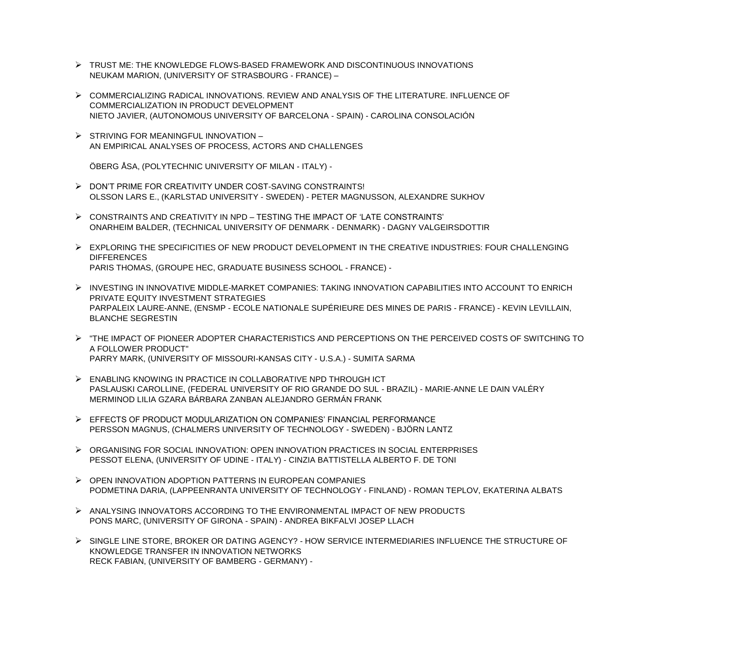- TRUST ME: THE KNOWLEDGE FLOWS-BASED FRAMEWORK AND DISCONTINUOUS INNOVATIONS
  NEUKAM MARION, (UNIVERSITY OF STRASBOURG - FRANCE) –

- COMMERCIALIZING RADICAL INNOVATIONS. REVIEW AND ANALYSIS OF THE LITERATURE. INFLUENCE OF COMMERCIALIZATION IN PRODUCT DEVELOPMENT
  NIETO JAVIER, (AUTONOMOUS UNIVERSITY OF BARCELONA - SPAIN) - CAROLINA CONSOLACIÓN

- STRIVING FOR MEANINGFUL INNOVATION –
  AN EMPIRICAL ANALYSES OF PROCESS, ACTORS AND CHALLENGES

  ÖBERG ÅSA, (POLYTECHNIC UNIVERSITY OF MILAN - ITALY) -

- DON'T PRIME FOR CREATIVITY UNDER COST-SAVING CONSTRAINTS!
  OLSSON LARS E., (KARLSTAD UNIVERSITY - SWEDEN) - PETER MAGNUSSON, ALEXANDRE SUKHOV

- CONSTRAINTS AND CREATIVITY IN NPD – TESTING THE IMPACT OF 'LATE CONSTRAINTS'
  ONARHEIM BALDER, (TECHNICAL UNIVERSITY OF DENMARK - DENMARK) - DAGNY VALGEIRSDOTTIR

- EXPLORING THE SPECIFICITIES OF NEW PRODUCT DEVELOPMENT IN THE CREATIVE INDUSTRIES: FOUR CHALLENGING DIFFERENCES
  PARIS THOMAS, (GROUPE HEC, GRADUATE BUSINESS SCHOOL - FRANCE) -

- INVESTING IN INNOVATIVE MIDDLE-MARKET COMPANIES: TAKING INNOVATION CAPABILITIES INTO ACCOUNT TO ENRICH PRIVATE EQUITY INVESTMENT STRATEGIES
  PARPALEIX LAURE-ANNE, (ENSMP - ECOLE NATIONALE SUPÉRIEURE DES MINES DE PARIS - FRANCE) - KEVIN LEVILLAIN, BLANCHE SEGRESTIN

- "THE IMPACT OF PIONEER ADOPTER CHARACTERISTICS AND PERCEPTIONS ON THE PERCEIVED COSTS OF SWITCHING TO A FOLLOWER PRODUCT"
  PARRY MARK, (UNIVERSITY OF MISSOURI-KANSAS CITY - U.S.A.) - SUMITA SARMA

- ENABLING KNOWING IN PRACTICE IN COLLABORATIVE NPD THROUGH ICT
  PASLAUSKI CAROLLINE, (FEDERAL UNIVERSITY OF RIO GRANDE DO SUL - BRAZIL) - MARIE-ANNE LE DAIN VALÉRY MERMINOD LILIA GZARA BÁRBARA ZANBAN ALEJANDRO GERMÁN FRANK

- EFFECTS OF PRODUCT MODULARIZATION ON COMPANIES' FINANCIAL PERFORMANCE
  PERSSON MAGNUS, (CHALMERS UNIVERSITY OF TECHNOLOGY - SWEDEN) - BJÖRN LANTZ

- ORGANISING FOR SOCIAL INNOVATION: OPEN INNOVATION PRACTICES IN SOCIAL ENTERPRISES
  PESSOT ELENA, (UNIVERSITY OF UDINE - ITALY) - CINZIA BATTISTELLA ALBERTO F. DE TONI

- OPEN INNOVATION ADOPTION PATTERNS IN EUROPEAN COMPANIES
  PODMETINA DARIA, (LAPPEENRANTA UNIVERSITY OF TECHNOLOGY - FINLAND) - ROMAN TEPLOV, EKATERINA ALBATS

- ANALYSING INNOVATORS ACCORDING TO THE ENVIRONMENTAL IMPACT OF NEW PRODUCTS
  PONS MARC, (UNIVERSITY OF GIRONA - SPAIN) - ANDREA BIKFALVI JOSEP LLACH

- SINGLE LINE STORE, BROKER OR DATING AGENCY? - HOW SERVICE INTERMEDIARIES INFLUENCE THE STRUCTURE OF KNOWLEDGE TRANSFER IN INNOVATION NETWORKS
  RECK FABIAN, (UNIVERSITY OF BAMBERG - GERMANY) -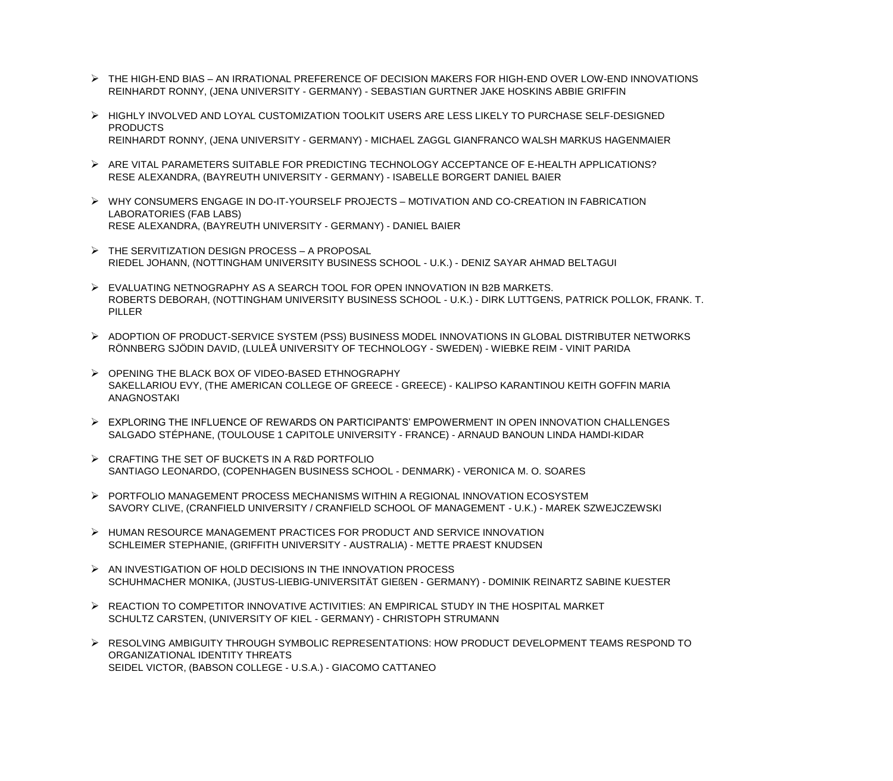- THE HIGH-END BIAS – AN IRRATIONAL PREFERENCE OF DECISION MAKERS FOR HIGH-END OVER LOW-END INNOVATIONS
  REINHARDT RONNY, (JENA UNIVERSITY - GERMANY) - SEBASTIAN GURTNER JAKE HOSKINS ABBIE GRIFFIN

- HIGHLY INVOLVED AND LOYAL CUSTOMIZATION TOOLKIT USERS ARE LESS LIKELY TO PURCHASE SELF-DESIGNED PRODUCTS
  REINHARDT RONNY, (JENA UNIVERSITY - GERMANY) - MICHAEL ZAGGL GIANFRANCO WALSH MARKUS HAGENMAIER

- ARE VITAL PARAMETERS SUITABLE FOR PREDICTING TECHNOLOGY ACCEPTANCE OF E-HEALTH APPLICATIONS?
  RESE ALEXANDRA, (BAYREUTH UNIVERSITY - GERMANY) - ISABELLE BORGERT DANIEL BAIER

- WHY CONSUMERS ENGAGE IN DO-IT-YOURSELF PROJECTS – MOTIVATION AND CO-CREATION IN FABRICATION LABORATORIES (FAB LABS)
  RESE ALEXANDRA, (BAYREUTH UNIVERSITY - GERMANY) - DANIEL BAIER

- THE SERVITIZATION DESIGN PROCESS – A PROPOSAL
  RIEDEL JOHANN, (NOTTINGHAM UNIVERSITY BUSINESS SCHOOL - U.K.) - DENIZ SAYAR AHMAD BELTAGUI

- EVALUATING NETNOGRAPHY AS A SEARCH TOOL FOR OPEN INNOVATION IN B2B MARKETS.
  ROBERTS DEBORAH, (NOTTINGHAM UNIVERSITY BUSINESS SCHOOL - U.K.) - DIRK LUTTGENS, PATRICK POLLOK, FRANK. T. PILLER

- ADOPTION OF PRODUCT-SERVICE SYSTEM (PSS) BUSINESS MODEL INNOVATIONS IN GLOBAL DISTRIBUTER NETWORKS
  RÖNNBERG SJÖDIN DAVID, (LULEÅ UNIVERSITY OF TECHNOLOGY - SWEDEN) - WIEBKE REIM - VINIT PARIDA

- OPENING THE BLACK BOX OF VIDEO-BASED ETHNOGRAPHY
  SAKELLARIOU EVY, (THE AMERICAN COLLEGE OF GREECE - GREECE) - KALIPSO KARANTINOU KEITH GOFFIN MARIA ANAGNOSTAKI

- EXPLORING THE INFLUENCE OF REWARDS ON PARTICIPANTS' EMPOWERMENT IN OPEN INNOVATION CHALLENGES
  SALGADO STÉPHANE, (TOULOUSE 1 CAPITOLE UNIVERSITY - FRANCE) - ARNAUD BANOUN LINDA HAMDI-KIDAR

- CRAFTING THE SET OF BUCKETS IN A R&D PORTFOLIO
  SANTIAGO LEONARDO, (COPENHAGEN BUSINESS SCHOOL - DENMARK) - VERONICA M. O. SOARES

- PORTFOLIO MANAGEMENT PROCESS MECHANISMS WITHIN A REGIONAL INNOVATION ECOSYSTEM
  SAVORY CLIVE, (CRANFIELD UNIVERSITY / CRANFIELD SCHOOL OF MANAGEMENT - U.K.) - MAREK SZWEJCZEWSKI

- HUMAN RESOURCE MANAGEMENT PRACTICES FOR PRODUCT AND SERVICE INNOVATION
  SCHLEIMER STEPHANIE, (GRIFFITH UNIVERSITY - AUSTRALIA) - METTE PRAEST KNUDSEN

- AN INVESTIGATION OF HOLD DECISIONS IN THE INNOVATION PROCESS
  SCHUHMACHER MONIKA, (JUSTUS-LIEBIG-UNIVERSITÄT GIEßEN - GERMANY) - DOMINIK REINARTZ SABINE KUESTER

- REACTION TO COMPETITOR INNOVATIVE ACTIVITIES: AN EMPIRICAL STUDY IN THE HOSPITAL MARKET
  SCHULTZ CARSTEN, (UNIVERSITY OF KIEL - GERMANY) - CHRISTOPH STRUMANN

- RESOLVING AMBIGUITY THROUGH SYMBOLIC REPRESENTATIONS: HOW PRODUCT DEVELOPMENT TEAMS RESPOND TO ORGANIZATIONAL IDENTITY THREATS
  SEIDEL VICTOR, (BABSON COLLEGE - U.S.A.) - GIACOMO CATTANEO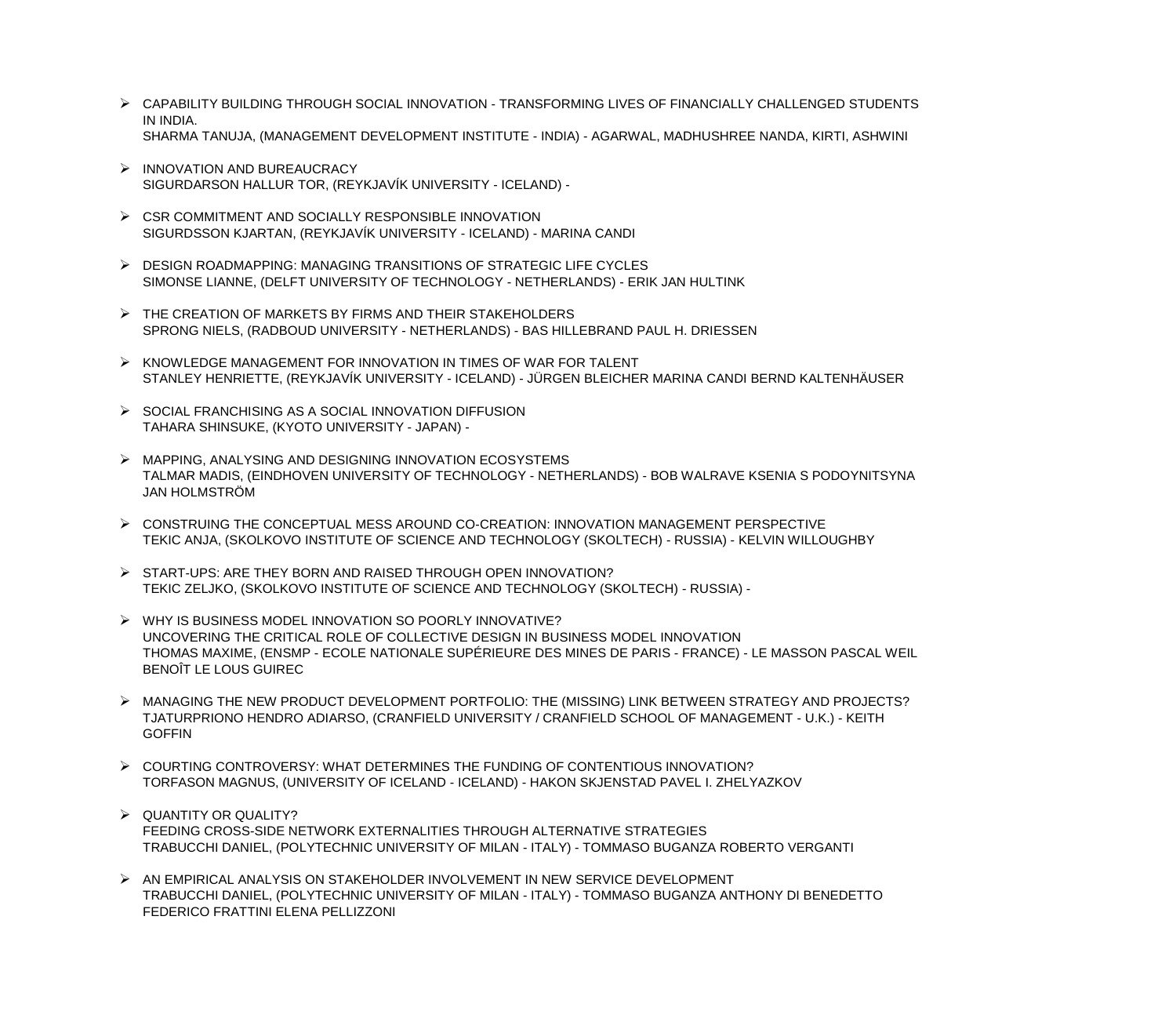- CAPABILITY BUILDING THROUGH SOCIAL INNOVATION - TRANSFORMING LIVES OF FINANCIALLY CHALLENGED STUDENTS IN INDIA.
  SHARMA TANUJA, (MANAGEMENT DEVELOPMENT INSTITUTE - INDIA) - AGARWAL, MADHUSHREE NANDA, KIRTI, ASHWINI

- INNOVATION AND BUREAUCRACY
  SIGURDARSON HALLUR TOR, (REYKJAVÍK UNIVERSITY - ICELAND) -

- CSR COMMITMENT AND SOCIALLY RESPONSIBLE INNOVATION
  SIGURDSSON KJARTAN, (REYKJAVÍK UNIVERSITY - ICELAND) - MARINA CANDI

- DESIGN ROADMAPPING: MANAGING TRANSITIONS OF STRATEGIC LIFE CYCLES
  SIMONSE LIANNE, (DELFT UNIVERSITY OF TECHNOLOGY - NETHERLANDS) - ERIK JAN HULTINK

- THE CREATION OF MARKETS BY FIRMS AND THEIR STAKEHOLDERS
  SPRONG NIELS, (RADBOUD UNIVERSITY - NETHERLANDS) - BAS HILLEBRAND PAUL H. DRIESSEN

- KNOWLEDGE MANAGEMENT FOR INNOVATION IN TIMES OF WAR FOR TALENT
  STANLEY HENRIETTE, (REYKJAVÍK UNIVERSITY - ICELAND) - JÜRGEN BLEICHER MARINA CANDI BERND KALTENHÄUSER

- SOCIAL FRANCHISING AS A SOCIAL INNOVATION DIFFUSION
  TAHARA SHINSUKE, (KYOTO UNIVERSITY - JAPAN) -

- MAPPING, ANALYSING AND DESIGNING INNOVATION ECOSYSTEMS
  TALMAR MADIS, (EINDHOVEN UNIVERSITY OF TECHNOLOGY - NETHERLANDS) - BOB WALRAVE KSENIA S PODOYNITSYNA JAN HOLMSTRÖM

- CONSTRUING THE CONCEPTUAL MESS AROUND CO-CREATION: INNOVATION MANAGEMENT PERSPECTIVE
  TEKIC ANJA, (SKOLKOVO INSTITUTE OF SCIENCE AND TECHNOLOGY (SKOLTECH) - RUSSIA) - KELVIN WILLOUGHBY

- START-UPS: ARE THEY BORN AND RAISED THROUGH OPEN INNOVATION?
  TEKIC ZELJKO, (SKOLKOVO INSTITUTE OF SCIENCE AND TECHNOLOGY (SKOLTECH) - RUSSIA) -

- WHY IS BUSINESS MODEL INNOVATION SO POORLY INNOVATIVE?
  UNCOVERING THE CRITICAL ROLE OF COLLECTIVE DESIGN IN BUSINESS MODEL INNOVATION
  THOMAS MAXIME, (ENSMP - ECOLE NATIONALE SUPÉRIEURE DES MINES DE PARIS - FRANCE) - LE MASSON PASCAL WEIL BENOÎT LE LOUS GUIREC

- MANAGING THE NEW PRODUCT DEVELOPMENT PORTFOLIO: THE (MISSING) LINK BETWEEN STRATEGY AND PROJECTS?
  TJATURPRIONO HENDRO ADIARSO, (CRANFIELD UNIVERSITY / CRANFIELD SCHOOL OF MANAGEMENT - U.K.) - KEITH GOFFIN

- COURTING CONTROVERSY: WHAT DETERMINES THE FUNDING OF CONTENTIOUS INNOVATION?
  TORFASON MAGNUS, (UNIVERSITY OF ICELAND - ICELAND) - HAKON SKJENSTAD PAVEL I. ZHELYAZKOV

- QUANTITY OR QUALITY?
  FEEDING CROSS-SIDE NETWORK EXTERNALITIES THROUGH ALTERNATIVE STRATEGIES
  TRABUCCHI DANIEL, (POLYTECHNIC UNIVERSITY OF MILAN - ITALY) - TOMMASO BUGANZA ROBERTO VERGANTI

- AN EMPIRICAL ANALYSIS ON STAKEHOLDER INVOLVEMENT IN NEW SERVICE DEVELOPMENT
  TRABUCCHI DANIEL, (POLYTECHNIC UNIVERSITY OF MILAN - ITALY) - TOMMASO BUGANZA ANTHONY DI BENEDETTO FEDERICO FRATTINI ELENA PELLIZZONI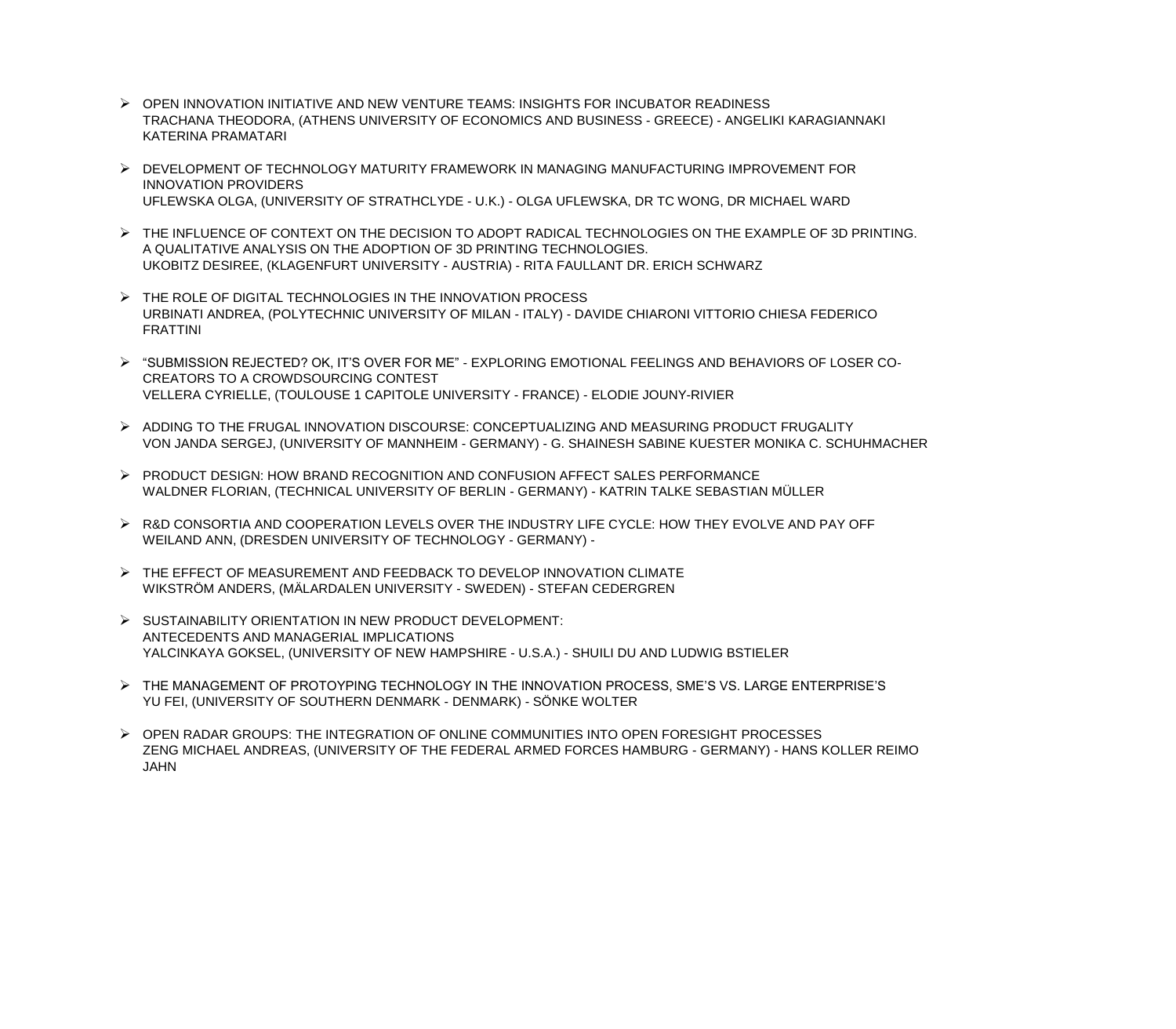- OPEN INNOVATION INITIATIVE AND NEW VENTURE TEAMS: INSIGHTS FOR INCUBATOR READINESS
  TRACHANA THEODORA, (ATHENS UNIVERSITY OF ECONOMICS AND BUSINESS - GREECE) - ANGELIKI KARAGIANNAKI KATERINA PRAMATARI

- DEVELOPMENT OF TECHNOLOGY MATURITY FRAMEWORK IN MANAGING MANUFACTURING IMPROVEMENT FOR INNOVATION PROVIDERS
  UFLEWSKA OLGA, (UNIVERSITY OF STRATHCLYDE - U.K.) - OLGA UFLEWSKA, DR TC WONG, DR MICHAEL WARD

- THE INFLUENCE OF CONTEXT ON THE DECISION TO ADOPT RADICAL TECHNOLOGIES ON THE EXAMPLE OF 3D PRINTING. A QUALITATIVE ANALYSIS ON THE ADOPTION OF 3D PRINTING TECHNOLOGIES.
  UKOBITZ DESIREE, (KLAGENFURT UNIVERSITY - AUSTRIA) - RITA FAULLANT DR. ERICH SCHWARZ

- THE ROLE OF DIGITAL TECHNOLOGIES IN THE INNOVATION PROCESS
  URBINATI ANDREA, (POLYTECHNIC UNIVERSITY OF MILAN - ITALY) - DAVIDE CHIARONI VITTORIO CHIESA FEDERICO FRATTINI

- “SUBMISSION REJECTED? OK, IT’S OVER FOR ME” - EXPLORING EMOTIONAL FEELINGS AND BEHAVIORS OF LOSER CO-CREATORS TO A CROWDSOURCING CONTEST
  VELLERA CYRIELLE, (TOULOUSE 1 CAPITOLE UNIVERSITY - FRANCE) - ELODIE JOUNY-RIVIER

- ADDING TO THE FRUGAL INNOVATION DISCOURSE: CONCEPTUALIZING AND MEASURING PRODUCT FRUGALITY
  VON JANDA SERGEJ, (UNIVERSITY OF MANNHEIM - GERMANY) - G. SHAINESH SABINE KUESTER MONIKA C. SCHUHMACHER

- PRODUCT DESIGN: HOW BRAND RECOGNITION AND CONFUSION AFFECT SALES PERFORMANCE
  WALDNER FLORIAN, (TECHNICAL UNIVERSITY OF BERLIN - GERMANY) - KATRIN TALKE SEBASTIAN MÜLLER

- R&D CONSORTIA AND COOPERATION LEVELS OVER THE INDUSTRY LIFE CYCLE: HOW THEY EVOLVE AND PAY OFF
  WEILAND ANN, (DRESDEN UNIVERSITY OF TECHNOLOGY - GERMANY) -

- THE EFFECT OF MEASUREMENT AND FEEDBACK TO DEVELOP INNOVATION CLIMATE
  WIKSTRÖM ANDERS, (MÄLARDALEN UNIVERSITY - SWEDEN) - STEFAN CEDERGREN

- SUSTAINABILITY ORIENTATION IN NEW PRODUCT DEVELOPMENT: ANTECEDENTS AND MANAGERIAL IMPLICATIONS
  YALCINKAYA GOKSEL, (UNIVERSITY OF NEW HAMPSHIRE - U.S.A.) - SHUILI DU AND LUDWIG BSTIELER

- THE MANAGEMENT OF PROTOYPING TECHNOLOGY IN THE INNOVATION PROCESS, SME’S VS. LARGE ENTERPRISE’S
  YU FEI, (UNIVERSITY OF SOUTHERN DENMARK - DENMARK) - SÖNKE WOLTER

- OPEN RADAR GROUPS: THE INTEGRATION OF ONLINE COMMUNITIES INTO OPEN FORESIGHT PROCESSES
  ZENG MICHAEL ANDREAS, (UNIVERSITY OF THE FEDERAL ARMED FORCES HAMBURG - GERMANY) - HANS KOLLER REIMO JAHN